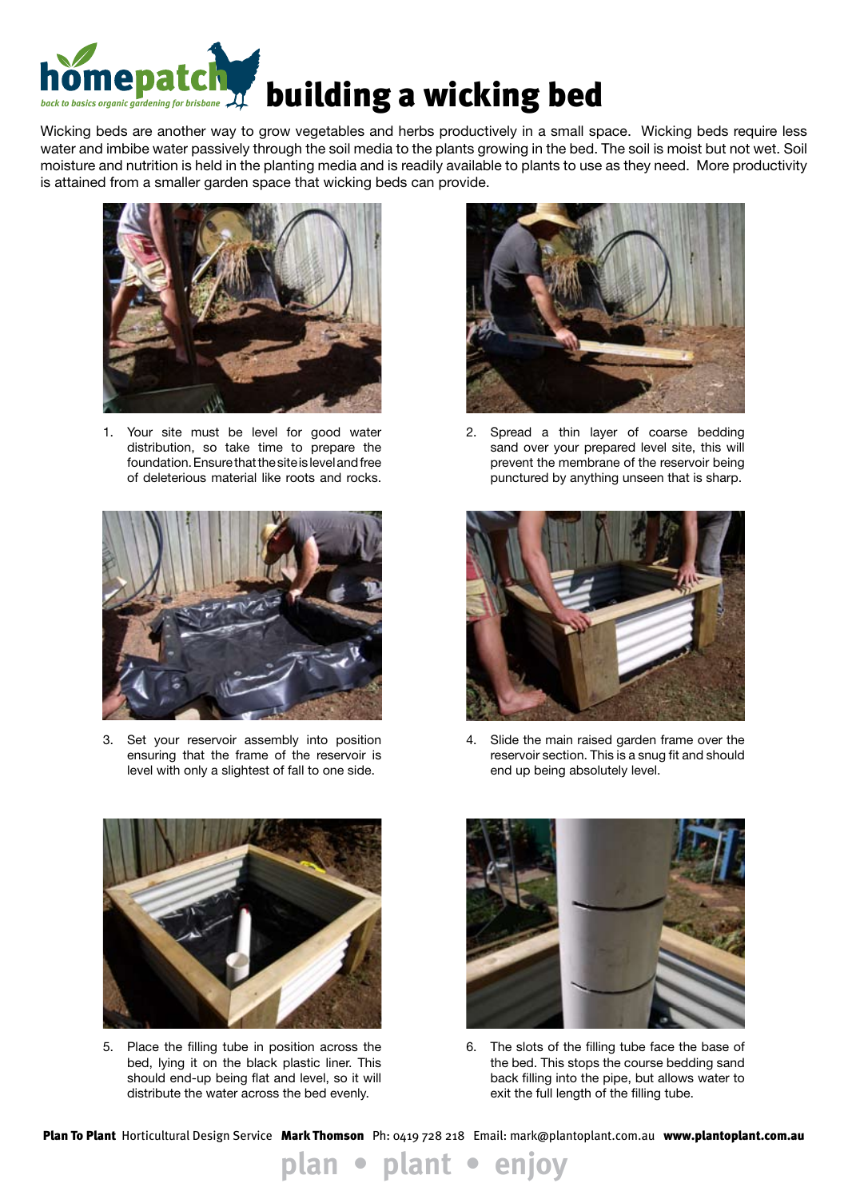# homepatch — building a wicking bed

*back to basics organic gardening for brisbane*

Wicking beds are another way to grow vegetables and herbs productively in a small space. Wicking beds require less water and imbibe water passively through the soil media to the plants growing in the bed. The soil is moist but not wet. Soil moisture and nutrition is held in the planting media and is readily available to plants to use as they need. More productivity is attained from a smaller garden space that wicking beds can provide.

1. Your site must be level for good water distribution, so take time to prepare the foundation. Ensure that the site is level and free of deleterious material like roots and rocks.

2. Spread a thin layer of coarse bedding sand over your prepared level site, this will prevent the membrane of the reservoir being punctured by anything unseen that is sharp.

3. Set your reservoir assembly into position ensuring that the frame of the reservoir is level with only a slightest of fall to one side.

4. Slide the main raised garden frame over the reservoir section. This is a snug fit and should end up being absolutely level.

5. Place the filling tube in position across the bed, lying it on the black plastic liner. This should end-up being flat and level, so it will distribute the water across the bed evenly.

6. The slots of the filling tube face the base of the bed. This stops the course bedding sand back filling into the pipe, but allows water to exit the full length of the filling tube.

**Plan To Plant** Horticultural Design Service **Mark Thomson** Ph: 0419 728 218 Email: mark@plantoplant.com.au **www.plantoplant.com.au**

**plan • plant • enjoy**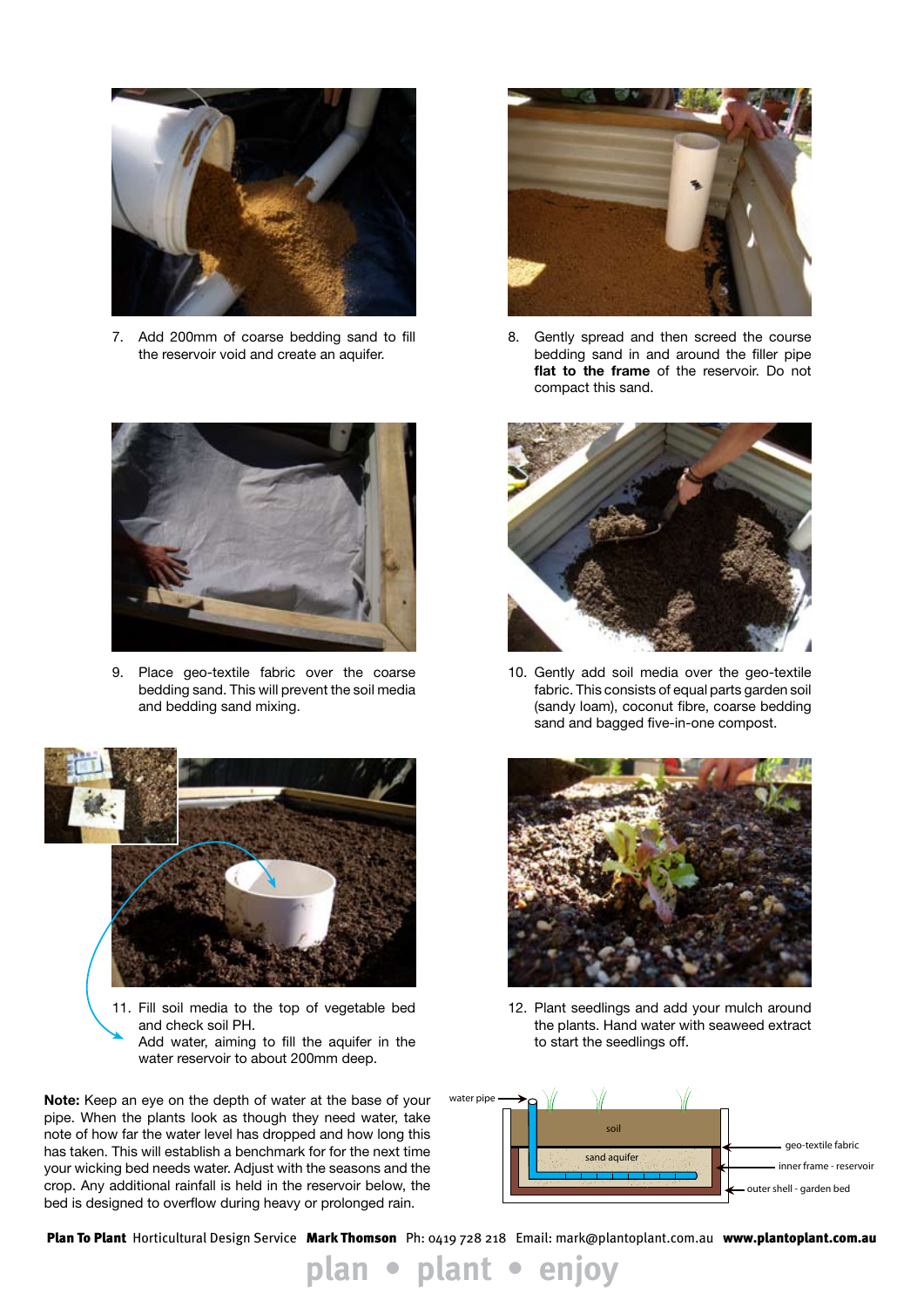7. Add 200mm of coarse bedding sand to fill the reservoir void and create an aquifer.

8. Gently spread and then screed the course bedding sand in and around the filler pipe **flat to the frame** of the reservoir. Do not compact this sand.

9. Place geo-textile fabric over the coarse bedding sand. This will prevent the soil media and bedding sand mixing.

10. Gently add soil media over the geo-textile fabric. This consists of equal parts garden soil (sandy loam), coconut fibre, coarse bedding sand and bagged five-in-one compost.

11. Fill soil media to the top of vegetable bed and check soil PH.
    Add water, aiming to fill the aquifer in the water reservoir to about 200mm deep.

12. Plant seedlings and add your mulch around the plants. Hand water with seaweed extract to start the seedlings off.

**Note:** Keep an eye on the depth of water at the base of your pipe. When the plants look as though they need water, take note of how far the water level has dropped and how long this has taken. This will establish a benchmark for for the next time your wicking bed needs water. Adjust with the seasons and the crop. Any additional rainfall is held in the reservoir below, the bed is designed to overflow during heavy or prolonged rain.

water pipe
soil
sand aquifer
geo-textile fabric
inner frame - reservoir
outer shell - garden bed

**Plan To Plant** Horticultural Design Service **Mark Thomson** Ph: 0419 728 218 Email: mark@plantoplant.com.au **www.plantoplant.com.au**

plan • plant • enjoy